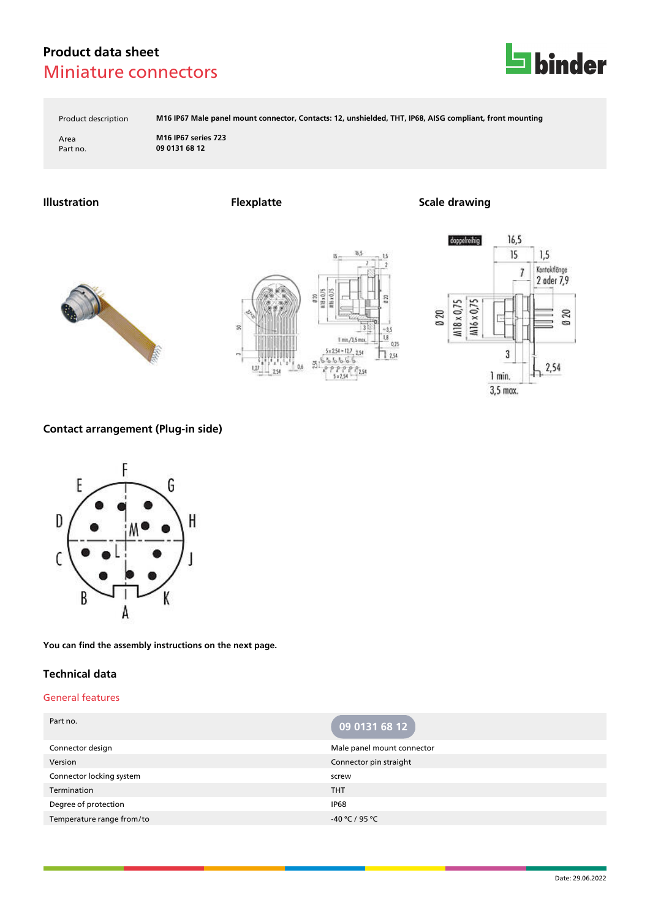# Product data sheet

## Miniature connectors

| | |
|---|---|
| Product description | M16 IP67 Male panel mount connector, Contacts: 12, unshielded, THT, IP68, AISG compliant, front mounting |
| Area | M16 IP67 series 723 |
| Part no. | 09 0131 68 12 |

### Illustration

### Flexplatte

### Scale drawing

### Contact arrangement (Plug-in side)

You can find the assembly instructions on the next page.

## Technical data

### General features

| Part no. | 09 0131 68 12 |
|---|---|
| Connector design | Male panel mount connector |
| Version | Connector pin straight |
| Connector locking system | screw |
| Termination | THT |
| Degree of protection | IP68 |
| Temperature range from/to | -40 °C / 95 °C |

Date: 29.06.2022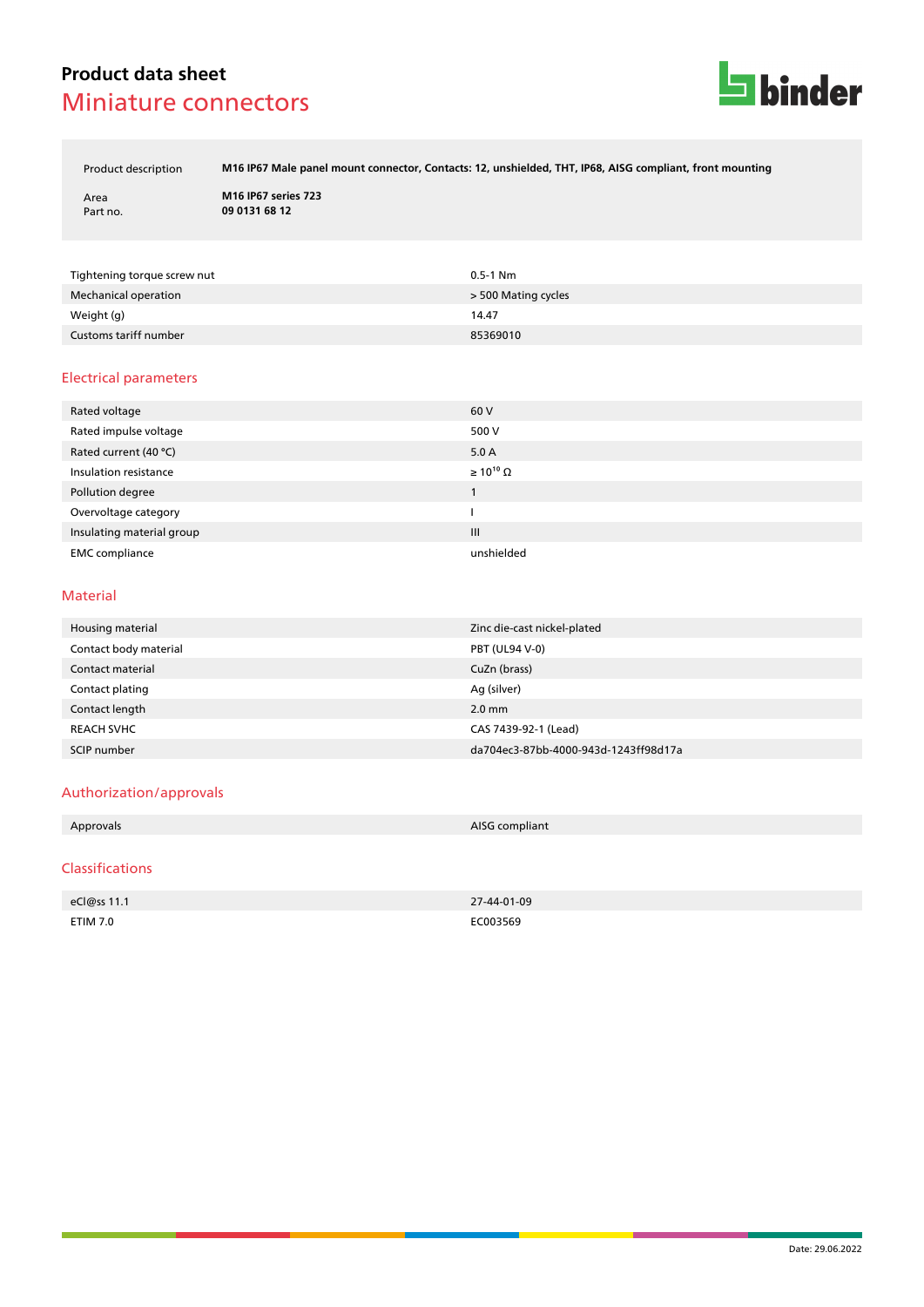# Product data sheet

## Miniature connectors

| | |
|---|---|
| Product description | **M16 IP67 Male panel mount connector, Contacts: 12, unshielded, THT, IP68, AISG compliant, front mounting** |
| Area | **M16 IP67 series 723** |
| Part no. | **09 0131 68 12** |

| | |
|---|---|
| Tightening torque screw nut | 0.5-1 Nm |
| Mechanical operation | > 500 Mating cycles |
| Weight (g) | 14.47 |
| Customs tariff number | 85369010 |

## Electrical parameters

| | |
|---|---|
| Rated voltage | 60 V |
| Rated impulse voltage | 500 V |
| Rated current (40 °C) | 5.0 A |
| Insulation resistance | ≥ $10^{10}$ Ω |
| Pollution degree | 1 |
| Overvoltage category | I |
| Insulating material group | III |
| EMC compliance | unshielded |

## Material

| | |
|---|---|
| Housing material | Zinc die-cast nickel-plated |
| Contact body material | PBT (UL94 V-0) |
| Contact material | CuZn (brass) |
| Contact plating | Ag (silver) |
| Contact length | 2.0 mm |
| REACH SVHC | CAS 7439-92-1 (Lead) |
| SCIP number | da704ec3-87bb-4000-943d-1243ff98d17a |

## Authorization/approvals

| | |
|---|---|
| Approvals | AISG compliant |

## Classifications

| | |
|---|---|
| eCl@ss 11.1 | 27-44-01-09 |
| ETIM 7.0 | EC003569 |

Date: 29.06.2022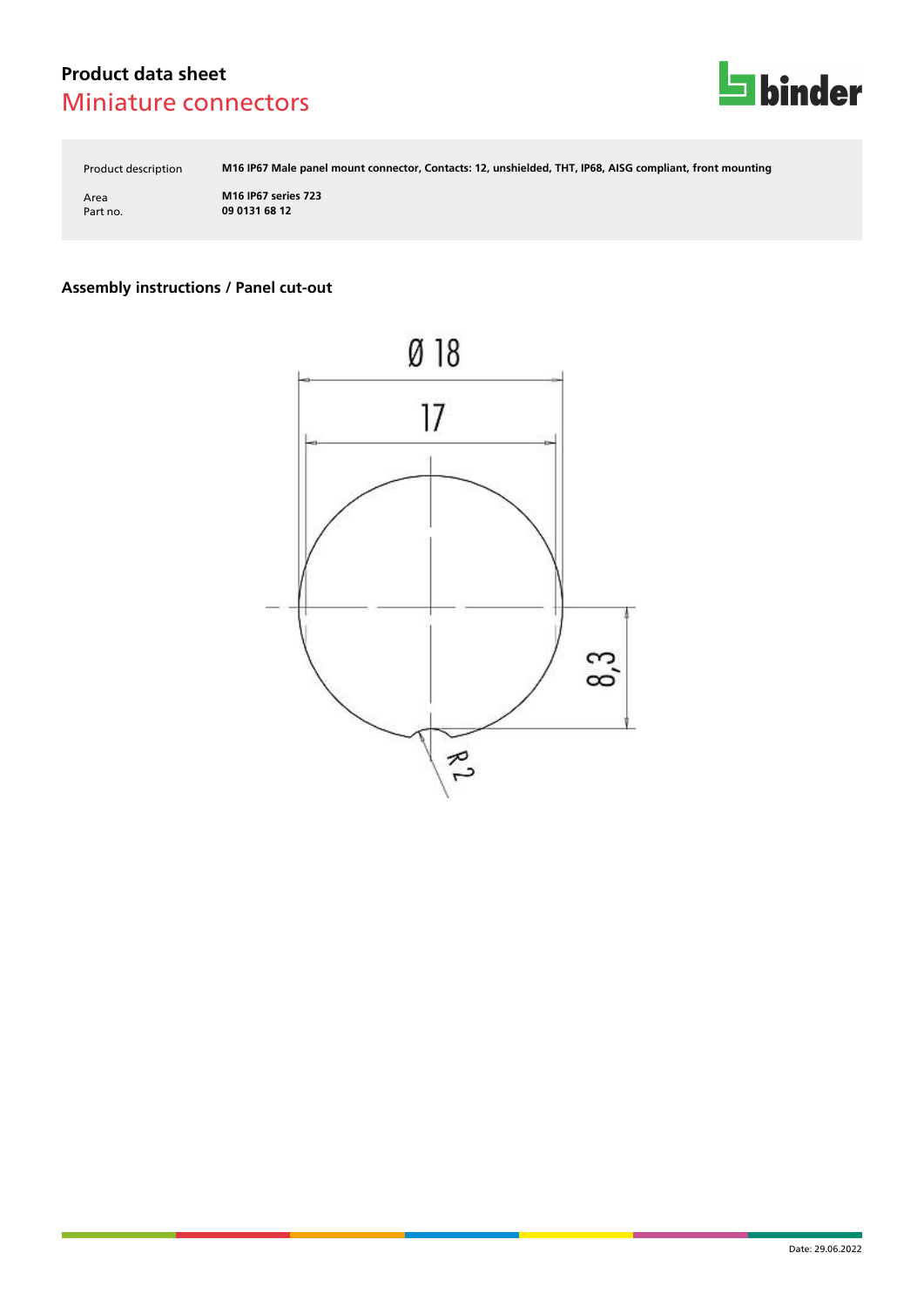# Product data sheet

## Miniature connectors

| | |
|---|---|
| Product description | **M16 IP67 Male panel mount connector, Contacts: 12, unshielded, THT, IP68, AISG compliant, front mounting** |
| Area | **M16 IP67 series 723** |
| Part no. | **09 0131 68 12** |

### Assembly instructions / Panel cut-out

Ø 18

17

8,3

R 2

Date: 29.06.2022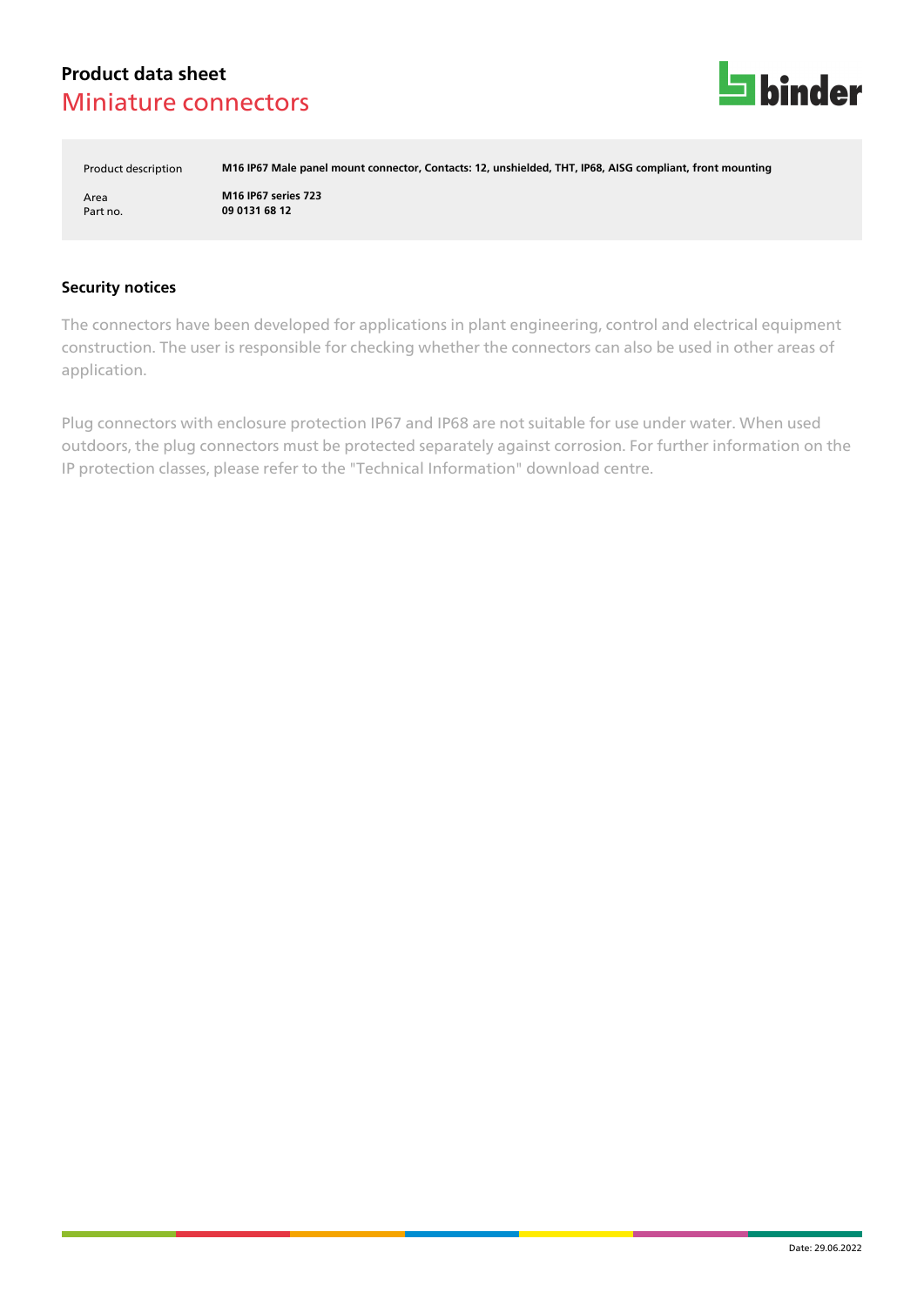## Product data sheet
# Miniature connectors

| | |
|---|---|
| Product description | **M16 IP67 Male panel mount connector, Contacts: 12, unshielded, THT, IP68, AISG compliant, front mounting** |
| Area | **M16 IP67 series 723** |
| Part no. | **09 0131 68 12** |

### Security notices

The connectors have been developed for applications in plant engineering, control and electrical equipment construction. The user is responsible for checking whether the connectors can also be used in other areas of application.

Plug connectors with enclosure protection IP67 and IP68 are not suitable for use under water. When used outdoors, the plug connectors must be protected separately against corrosion. For further information on the IP protection classes, please refer to the "Technical Information" download centre.

Date: 29.06.2022